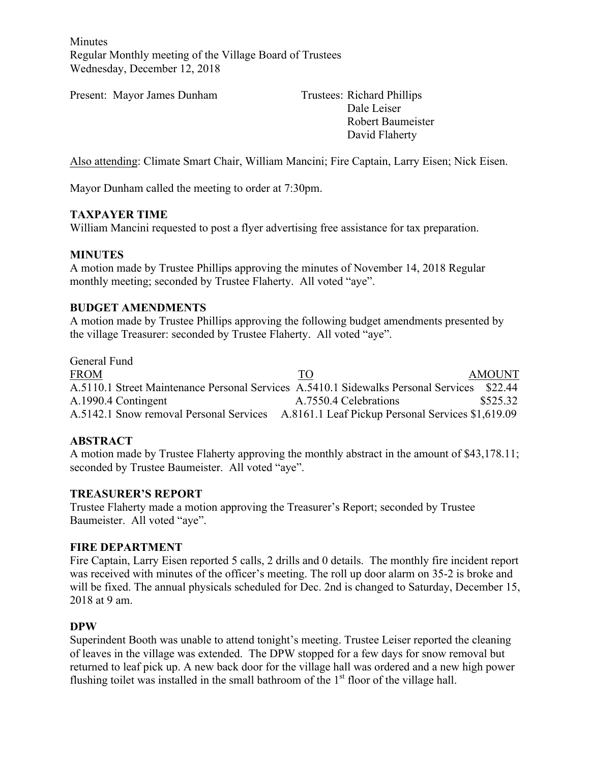Minutes
Regular Monthly meeting of the Village Board of Trustees
Wednesday, December 12, 2018

Present: Mayor James Dunham

Trustees: Richard Phillips
Dale Leiser
Robert Baumeister
David Flaherty

Also attending: Climate Smart Chair, William Mancini; Fire Captain, Larry Eisen; Nick Eisen.

Mayor Dunham called the meeting to order at 7:30pm.

**TAXPAYER TIME**

William Mancini requested to post a flyer advertising free assistance for tax preparation.

**MINUTES**

A motion made by Trustee Phillips approving the minutes of November 14, 2018 Regular monthly meeting; seconded by Trustee Flaherty. All voted "aye".

**BUDGET AMENDMENTS**

A motion made by Trustee Phillips approving the following budget amendments presented by the village Treasurer: seconded by Trustee Flaherty. All voted "aye".

General Fund

| FROM | TO | AMOUNT |
|---|---|---|
| A.5110.1 Street Maintenance Personal Services | A.5410.1 Sidewalks Personal Services | $22.44 |
| A.1990.4 Contingent | A.7550.4 Celebrations | $525.32 |
| A.5142.1 Snow removal Personal Services | A.8161.1 Leaf Pickup Personal Services | $1,619.09 |

**ABSTRACT**

A motion made by Trustee Flaherty approving the monthly abstract in the amount of $43,178.11; seconded by Trustee Baumeister. All voted "aye".

**TREASURER'S REPORT**

Trustee Flaherty made a motion approving the Treasurer's Report; seconded by Trustee Baumeister. All voted "aye".

**FIRE DEPARTMENT**

Fire Captain, Larry Eisen reported 5 calls, 2 drills and 0 details. The monthly fire incident report was received with minutes of the officer's meeting. The roll up door alarm on 35-2 is broke and will be fixed. The annual physicals scheduled for Dec. 2nd is changed to Saturday, December 15, 2018 at 9 am.

**DPW**

Superindent Booth was unable to attend tonight's meeting. Trustee Leiser reported the cleaning of leaves in the village was extended. The DPW stopped for a few days for snow removal but returned to leaf pick up. A new back door for the village hall was ordered and a new high power flushing toilet was installed in the small bathroom of the 1st floor of the village hall.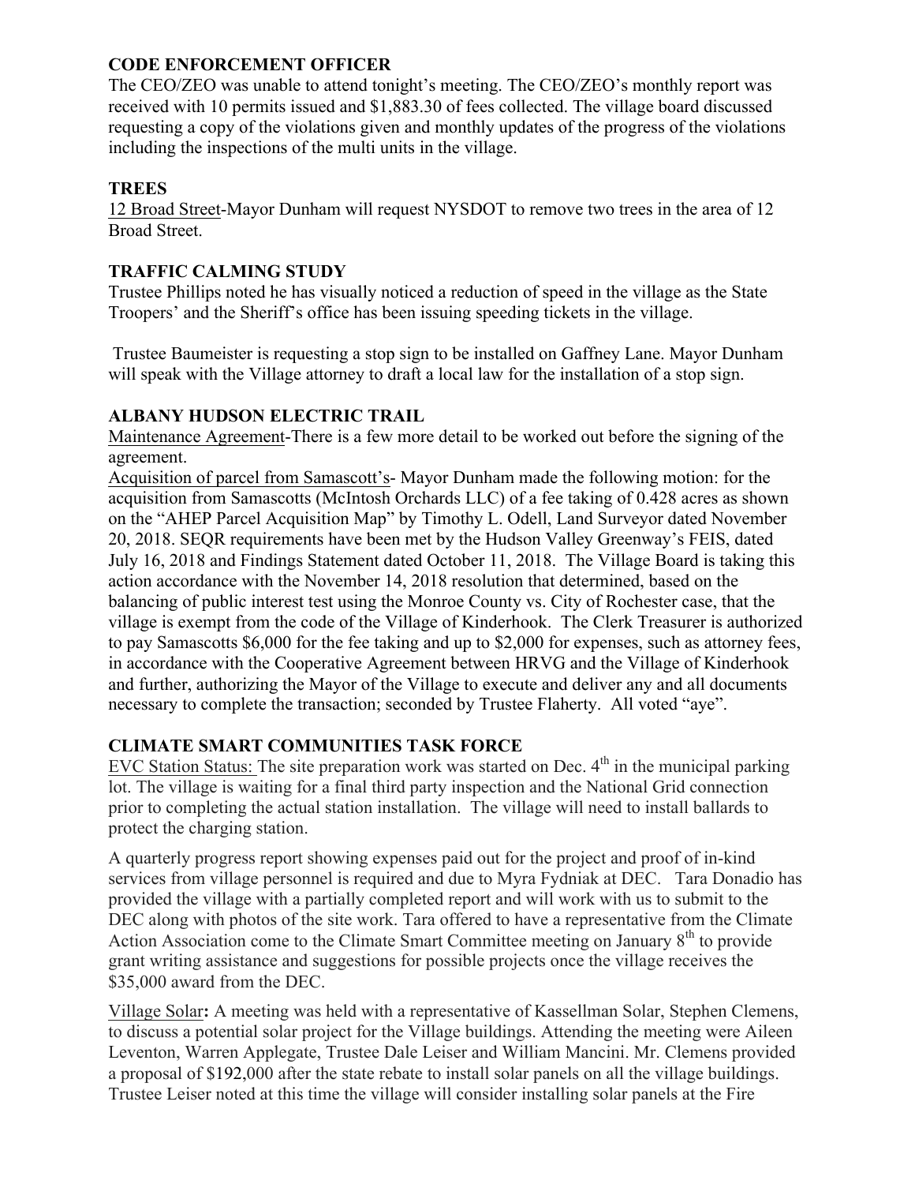**CODE ENFORCEMENT OFFICER**

The CEO/ZEO was unable to attend tonight's meeting. The CEO/ZEO's monthly report was received with 10 permits issued and $1,883.30 of fees collected. The village board discussed requesting a copy of the violations given and monthly updates of the progress of the violations including the inspections of the multi units in the village.

**TREES**

12 Broad Street-Mayor Dunham will request NYSDOT to remove two trees in the area of 12 Broad Street.

**TRAFFIC CALMING STUDY**

Trustee Phillips noted he has visually noticed a reduction of speed in the village as the State Troopers' and the Sheriff's office has been issuing speeding tickets in the village.

Trustee Baumeister is requesting a stop sign to be installed on Gaffney Lane. Mayor Dunham will speak with the Village attorney to draft a local law for the installation of a stop sign.

**ALBANY HUDSON ELECTRIC TRAIL**

Maintenance Agreement-There is a few more detail to be worked out before the signing of the agreement.

Acquisition of parcel from Samascott's- Mayor Dunham made the following motion: for the acquisition from Samascotts (McIntosh Orchards LLC) of a fee taking of 0.428 acres as shown on the "AHEP Parcel Acquisition Map" by Timothy L. Odell, Land Surveyor dated November 20, 2018. SEQR requirements have been met by the Hudson Valley Greenway's FEIS, dated July 16, 2018 and Findings Statement dated October 11, 2018. The Village Board is taking this action accordance with the November 14, 2018 resolution that determined, based on the balancing of public interest test using the Monroe County vs. City of Rochester case, that the village is exempt from the code of the Village of Kinderhook. The Clerk Treasurer is authorized to pay Samascotts $6,000 for the fee taking and up to $2,000 for expenses, such as attorney fees, in accordance with the Cooperative Agreement between HRVG and the Village of Kinderhook and further, authorizing the Mayor of the Village to execute and deliver any and all documents necessary to complete the transaction; seconded by Trustee Flaherty. All voted "aye".

**CLIMATE SMART COMMUNITIES TASK FORCE**

EVC Station Status: The site preparation work was started on Dec. 4th in the municipal parking lot. The village is waiting for a final third party inspection and the National Grid connection prior to completing the actual station installation. The village will need to install ballards to protect the charging station.

A quarterly progress report showing expenses paid out for the project and proof of in-kind services from village personnel is required and due to Myra Fydniak at DEC. Tara Donadio has provided the village with a partially completed report and will work with us to submit to the DEC along with photos of the site work. Tara offered to have a representative from the Climate Action Association come to the Climate Smart Committee meeting on January 8th to provide grant writing assistance and suggestions for possible projects once the village receives the $35,000 award from the DEC.

Village Solar**:** A meeting was held with a representative of Kassellman Solar, Stephen Clemens, to discuss a potential solar project for the Village buildings. Attending the meeting were Aileen Leventon, Warren Applegate, Trustee Dale Leiser and William Mancini. Mr. Clemens provided a proposal of $192,000 after the state rebate to install solar panels on all the village buildings. Trustee Leiser noted at this time the village will consider installing solar panels at the Fire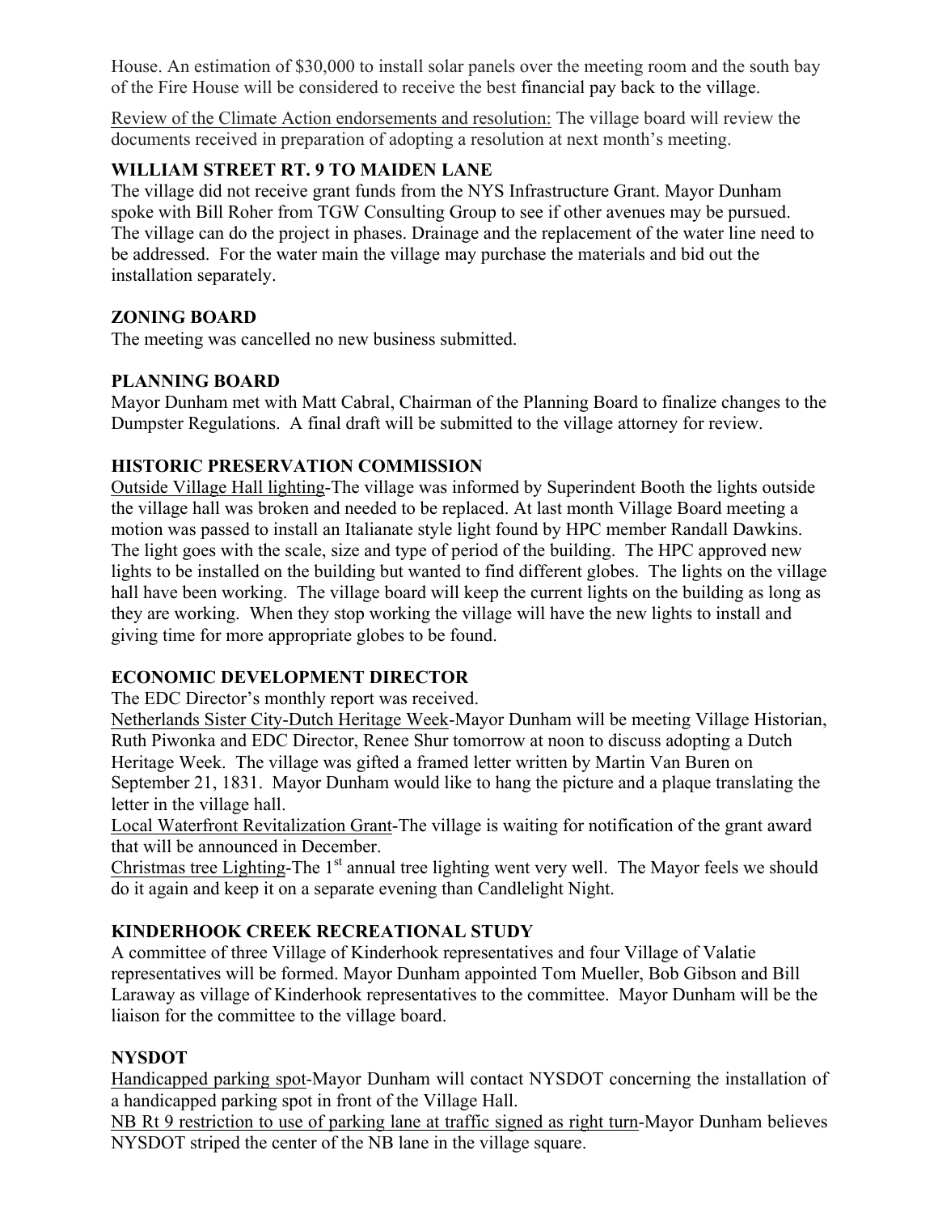House. An estimation of $30,000 to install solar panels over the meeting room and the south bay of the Fire House will be considered to receive the best financial pay back to the village.

<u>Review of the Climate Action endorsements and resolution:</u> The village board will review the documents received in preparation of adopting a resolution at next month's meeting.

**WILLIAM STREET RT. 9 TO MAIDEN LANE**

The village did not receive grant funds from the NYS Infrastructure Grant. Mayor Dunham spoke with Bill Roher from TGW Consulting Group to see if other avenues may be pursued. The village can do the project in phases. Drainage and the replacement of the water line need to be addressed. For the water main the village may purchase the materials and bid out the installation separately.

**ZONING BOARD**

The meeting was cancelled no new business submitted.

**PLANNING BOARD**

Mayor Dunham met with Matt Cabral, Chairman of the Planning Board to finalize changes to the Dumpster Regulations. A final draft will be submitted to the village attorney for review.

**HISTORIC PRESERVATION COMMISSION**

<u>Outside Village Hall lighting</u>-The village was informed by Superindent Booth the lights outside the village hall was broken and needed to be replaced. At last month Village Board meeting a motion was passed to install an Italianate style light found by HPC member Randall Dawkins. The light goes with the scale, size and type of period of the building. The HPC approved new lights to be installed on the building but wanted to find different globes. The lights on the village hall have been working. The village board will keep the current lights on the building as long as they are working. When they stop working the village will have the new lights to install and giving time for more appropriate globes to be found.

**ECONOMIC DEVELOPMENT DIRECTOR**

The EDC Director's monthly report was received.

<u>Netherlands Sister City-Dutch Heritage Week</u>-Mayor Dunham will be meeting Village Historian, Ruth Piwonka and EDC Director, Renee Shur tomorrow at noon to discuss adopting a Dutch Heritage Week. The village was gifted a framed letter written by Martin Van Buren on September 21, 1831. Mayor Dunham would like to hang the picture and a plaque translating the letter in the village hall.

<u>Local Waterfront Revitalization Grant</u>-The village is waiting for notification of the grant award that will be announced in December.

<u>Christmas tree Lighting</u>-The 1st annual tree lighting went very well. The Mayor feels we should do it again and keep it on a separate evening than Candlelight Night.

**KINDERHOOK CREEK RECREATIONAL STUDY**

A committee of three Village of Kinderhook representatives and four Village of Valatie representatives will be formed. Mayor Dunham appointed Tom Mueller, Bob Gibson and Bill Laraway as village of Kinderhook representatives to the committee. Mayor Dunham will be the liaison for the committee to the village board.

**NYSDOT**

<u>Handicapped parking spot</u>-Mayor Dunham will contact NYSDOT concerning the installation of a handicapped parking spot in front of the Village Hall.

<u>NB Rt 9 restriction to use of parking lane at traffic signed as right turn</u>-Mayor Dunham believes NYSDOT striped the center of the NB lane in the village square.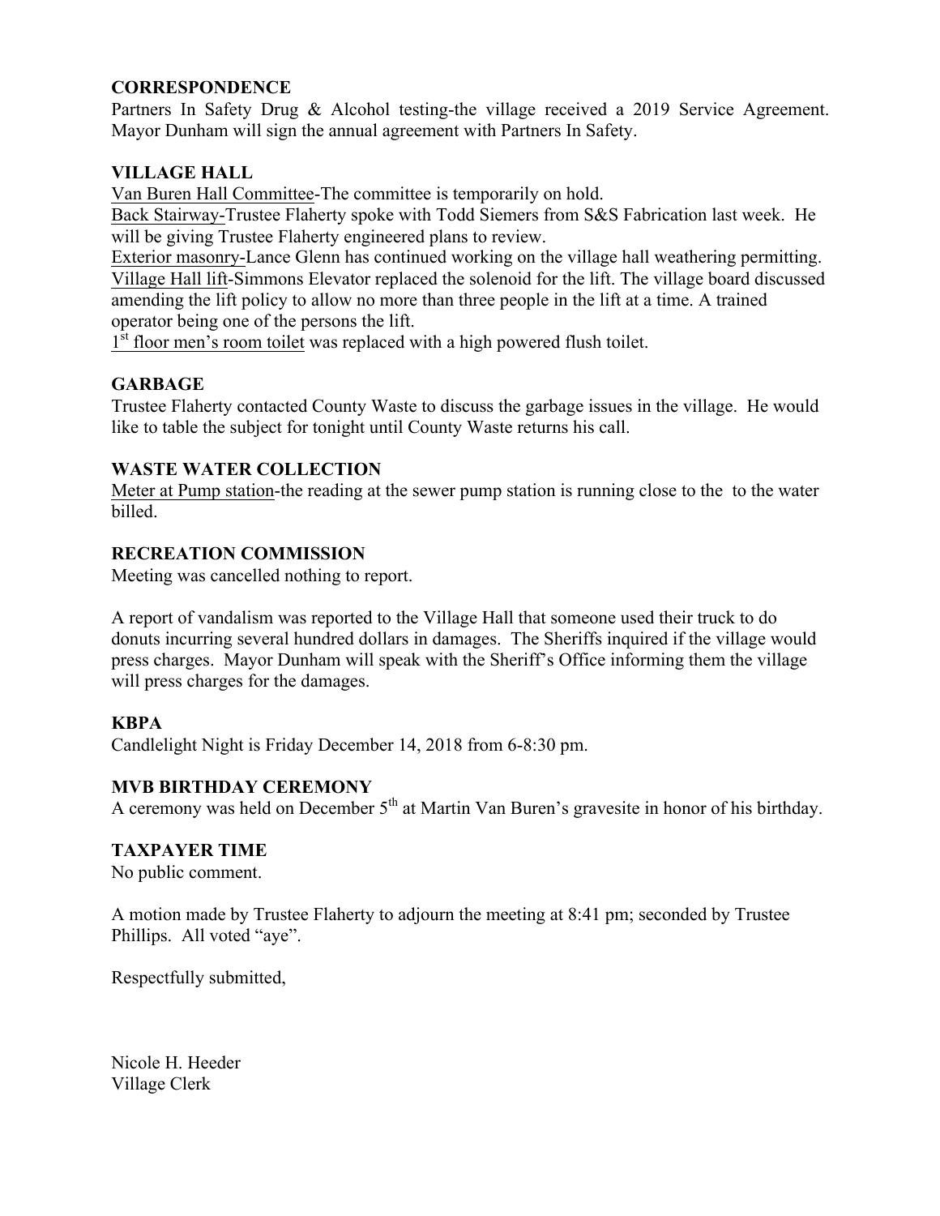**CORRESPONDENCE**

Partners In Safety Drug & Alcohol testing-the village received a 2019 Service Agreement. Mayor Dunham will sign the annual agreement with Partners In Safety.

**VILLAGE HALL**

Van Buren Hall Committee-The committee is temporarily on hold.

Back Stairway-Trustee Flaherty spoke with Todd Siemers from S&S Fabrication last week. He will be giving Trustee Flaherty engineered plans to review.

Exterior masonry-Lance Glenn has continued working on the village hall weathering permitting.

Village Hall lift-Simmons Elevator replaced the solenoid for the lift. The village board discussed amending the lift policy to allow no more than three people in the lift at a time. A trained operator being one of the persons the lift.

1st floor men's room toilet was replaced with a high powered flush toilet.

**GARBAGE**

Trustee Flaherty contacted County Waste to discuss the garbage issues in the village. He would like to table the subject for tonight until County Waste returns his call.

**WASTE WATER COLLECTION**

Meter at Pump station-the reading at the sewer pump station is running close to the to the water billed.

**RECREATION COMMISSION**

Meeting was cancelled nothing to report.

A report of vandalism was reported to the Village Hall that someone used their truck to do donuts incurring several hundred dollars in damages. The Sheriffs inquired if the village would press charges. Mayor Dunham will speak with the Sheriff's Office informing them the village will press charges for the damages.

**KBPA**

Candlelight Night is Friday December 14, 2018 from 6-8:30 pm.

**MVB BIRTHDAY CEREMONY**

A ceremony was held on December 5th at Martin Van Buren's gravesite in honor of his birthday.

**TAXPAYER TIME**

No public comment.

A motion made by Trustee Flaherty to adjourn the meeting at 8:41 pm; seconded by Trustee Phillips. All voted "aye".

Respectfully submitted,

Nicole H. Heeder
Village Clerk